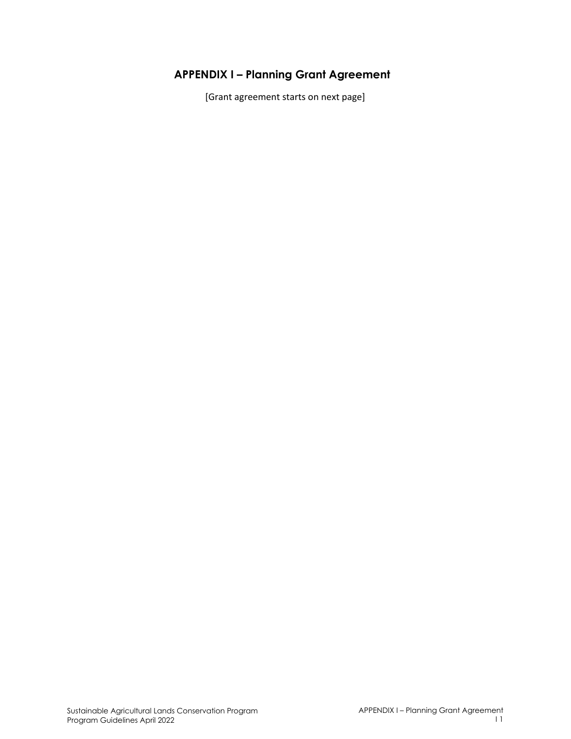# APPENDIX I – Planning Grant Agreement

[Grant agreement starts on next page]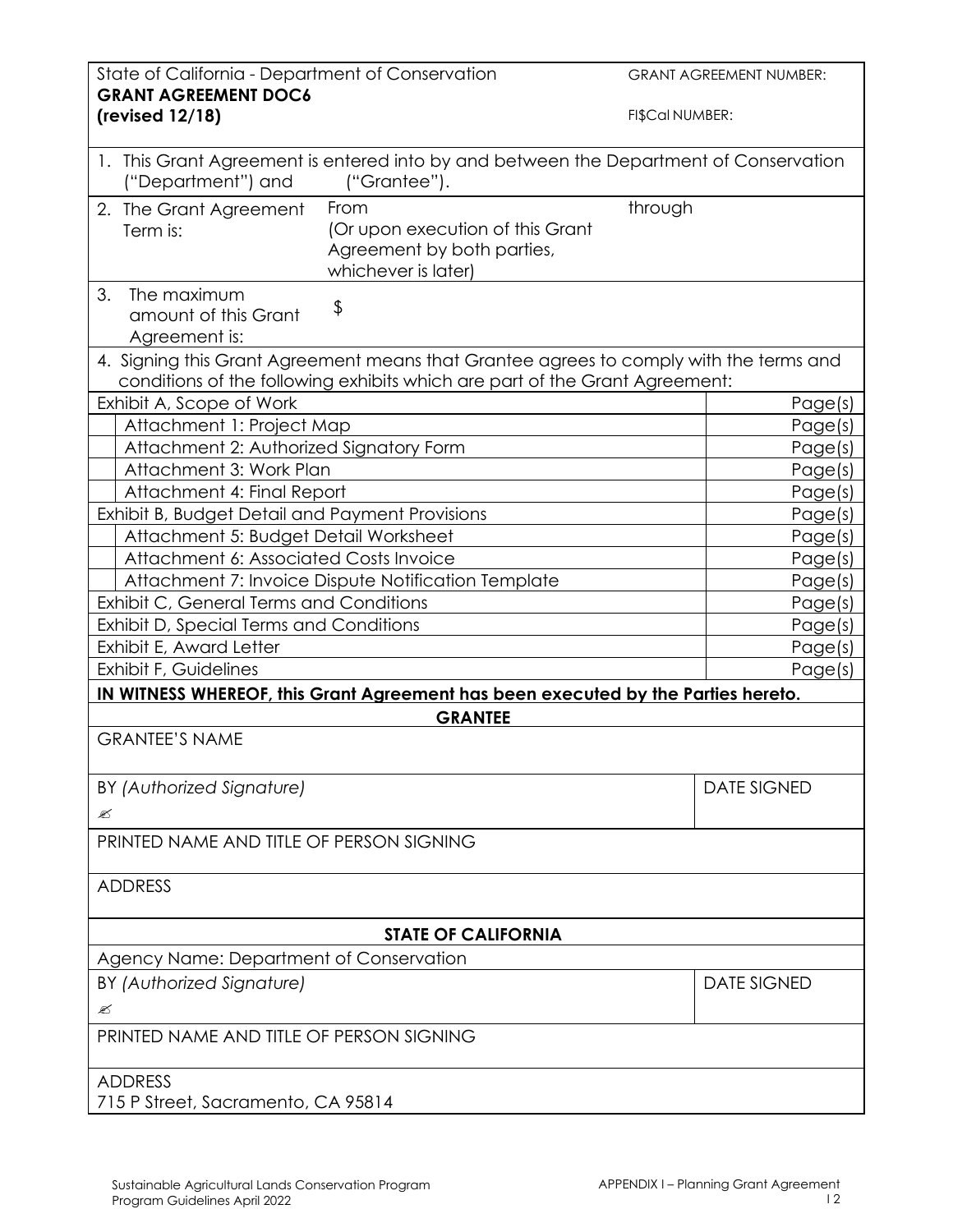| State of California - Department of Conservation **GRANT AGREEMENT DOC6 (revised 12/18)** | GRANT AGREEMENT NUMBER: FI$Cal NUMBER: |
|---|---|

1. This Grant Agreement is entered into by and between the Department of Conservation ("Department") and ("Grantee").

| 2. The Grant Agreement Term is: | From (Or upon execution of this Grant Agreement by both parties, whichever is later) | through |
|---|---|---|
| 3. The maximum amount of this Grant Agreement is: | $ | |

4. Signing this Grant Agreement means that Grantee agrees to comply with the terms and conditions of the following exhibits which are part of the Grant Agreement:

| Exhibit | Pages |
|---|---|
| Exhibit A, Scope of Work | Page(s) |
| Attachment 1: Project Map | Page(s) |
| Attachment 2: Authorized Signatory Form | Page(s) |
| Attachment 3: Work Plan | Page(s) |
| Attachment 4: Final Report | Page(s) |
| Exhibit B, Budget Detail and Payment Provisions | Page(s) |
| Attachment 5: Budget Detail Worksheet | Page(s) |
| Attachment 6: Associated Costs Invoice | Page(s) |
| Attachment 7: Invoice Dispute Notification Template | Page(s) |
| Exhibit C, General Terms and Conditions | Page(s) |
| Exhibit D, Special Terms and Conditions | Page(s) |
| Exhibit E, Award Letter | Page(s) |
| Exhibit F, Guidelines | Page(s) |

**IN WITNESS WHEREOF, this Grant Agreement has been executed by the Parties hereto.**

**GRANTEE**

| GRANTEE'S NAME | |
|---|---|
| BY *(Authorized Signature)* ✍ | DATE SIGNED |
| PRINTED NAME AND TITLE OF PERSON SIGNING | |
| ADDRESS | |

**STATE OF CALIFORNIA**

| Agency Name: Department of Conservation | |
|---|---|
| BY *(Authorized Signature)* ✍ | DATE SIGNED |
| PRINTED NAME AND TITLE OF PERSON SIGNING | |
| ADDRESS 715 P Street, Sacramento, CA 95814 | |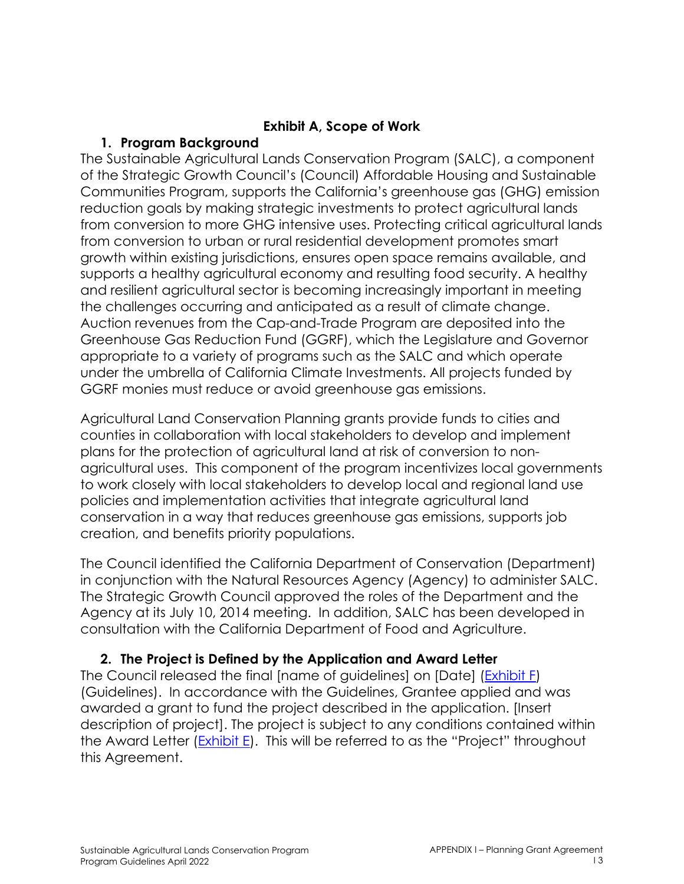## Exhibit A, Scope of Work

### 1. Program Background

The Sustainable Agricultural Lands Conservation Program (SALC), a component of the Strategic Growth Council's (Council) Affordable Housing and Sustainable Communities Program, supports the California's greenhouse gas (GHG) emission reduction goals by making strategic investments to protect agricultural lands from conversion to more GHG intensive uses. Protecting critical agricultural lands from conversion to urban or rural residential development promotes smart growth within existing jurisdictions, ensures open space remains available, and supports a healthy agricultural economy and resulting food security. A healthy and resilient agricultural sector is becoming increasingly important in meeting the challenges occurring and anticipated as a result of climate change. Auction revenues from the Cap-and-Trade Program are deposited into the Greenhouse Gas Reduction Fund (GGRF), which the Legislature and Governor appropriate to a variety of programs such as the SALC and which operate under the umbrella of California Climate Investments. All projects funded by GGRF monies must reduce or avoid greenhouse gas emissions.

Agricultural Land Conservation Planning grants provide funds to cities and counties in collaboration with local stakeholders to develop and implement plans for the protection of agricultural land at risk of conversion to non-agricultural uses. This component of the program incentivizes local governments to work closely with local stakeholders to develop local and regional land use policies and implementation activities that integrate agricultural land conservation in a way that reduces greenhouse gas emissions, supports job creation, and benefits priority populations.

The Council identified the California Department of Conservation (Department) in conjunction with the Natural Resources Agency (Agency) to administer SALC. The Strategic Growth Council approved the roles of the Department and the Agency at its July 10, 2014 meeting. In addition, SALC has been developed in consultation with the California Department of Food and Agriculture.

### 2. The Project is Defined by the Application and Award Letter

The Council released the final [name of guidelines] on [Date] (Exhibit F) (Guidelines). In accordance with the Guidelines, Grantee applied and was awarded a grant to fund the project described in the application. [Insert description of project]. The project is subject to any conditions contained within the Award Letter (Exhibit E). This will be referred to as the "Project" throughout this Agreement.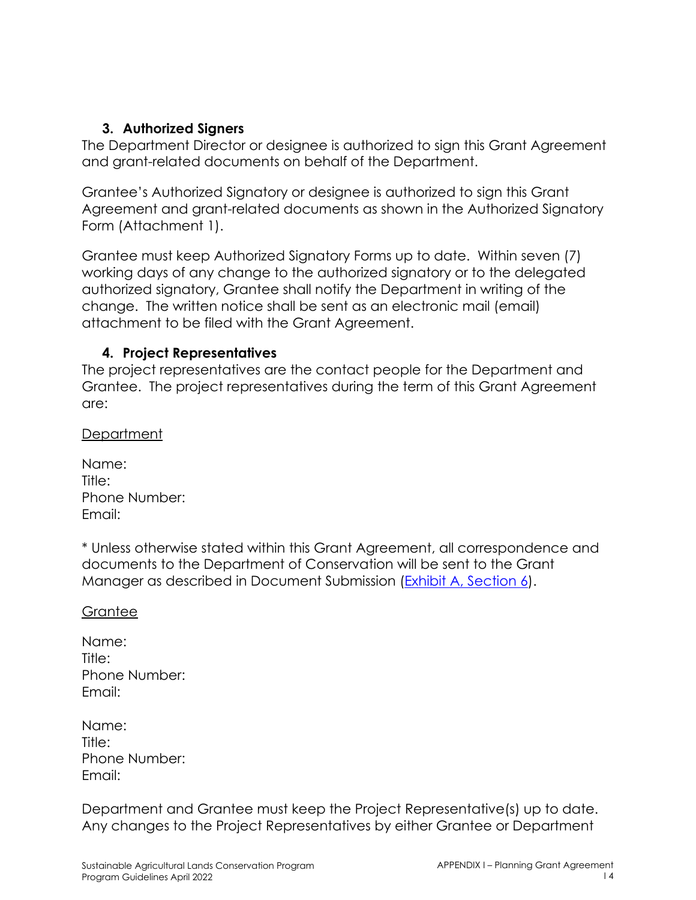### 3. Authorized Signers

The Department Director or designee is authorized to sign this Grant Agreement and grant-related documents on behalf of the Department.

Grantee's Authorized Signatory or designee is authorized to sign this Grant Agreement and grant-related documents as shown in the Authorized Signatory Form (Attachment 1).

Grantee must keep Authorized Signatory Forms up to date. Within seven (7) working days of any change to the authorized signatory or to the delegated authorized signatory, Grantee shall notify the Department in writing of the change. The written notice shall be sent as an electronic mail (email) attachment to be filed with the Grant Agreement.

### 4. Project Representatives

The project representatives are the contact people for the Department and Grantee. The project representatives during the term of this Grant Agreement are:

<u>Department</u>

Name:
Title:
Phone Number:
Email:

* Unless otherwise stated within this Grant Agreement, all correspondence and documents to the Department of Conservation will be sent to the Grant Manager as described in Document Submission (Exhibit A, Section 6).

<u>Grantee</u>

Name:
Title:
Phone Number:
Email:

Name:
Title:
Phone Number:
Email:

Department and Grantee must keep the Project Representative(s) up to date. Any changes to the Project Representatives by either Grantee or Department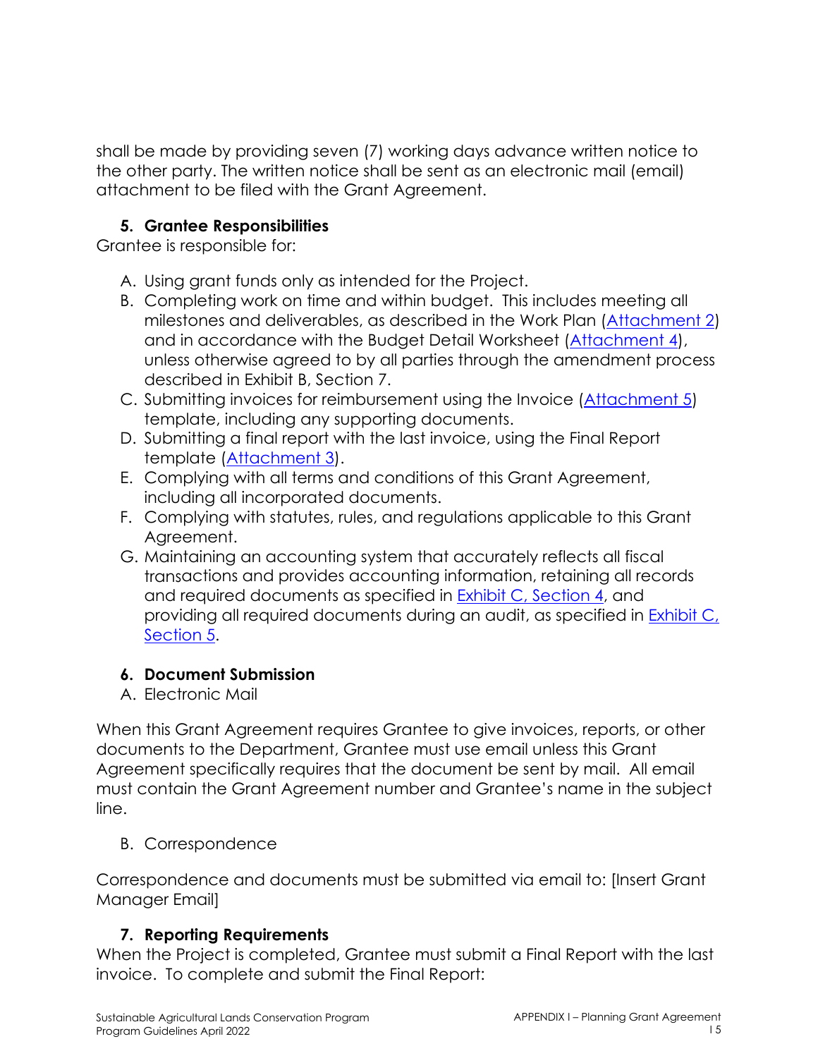shall be made by providing seven (7) working days advance written notice to the other party. The written notice shall be sent as an electronic mail (email) attachment to be filed with the Grant Agreement.

### 5. Grantee Responsibilities

Grantee is responsible for:

A. Using grant funds only as intended for the Project.
B. Completing work on time and within budget. This includes meeting all milestones and deliverables, as described in the Work Plan (Attachment 2) and in accordance with the Budget Detail Worksheet (Attachment 4), unless otherwise agreed to by all parties through the amendment process described in Exhibit B, Section 7.
C. Submitting invoices for reimbursement using the Invoice (Attachment 5) template, including any supporting documents.
D. Submitting a final report with the last invoice, using the Final Report template (Attachment 3).
E. Complying with all terms and conditions of this Grant Agreement, including all incorporated documents.
F. Complying with statutes, rules, and regulations applicable to this Grant Agreement.
G. Maintaining an accounting system that accurately reflects all fiscal transactions and provides accounting information, retaining all records and required documents as specified in Exhibit C, Section 4, and providing all required documents during an audit, as specified in Exhibit C, Section 5.

### 6. Document Submission

A. Electronic Mail

When this Grant Agreement requires Grantee to give invoices, reports, or other documents to the Department, Grantee must use email unless this Grant Agreement specifically requires that the document be sent by mail. All email must contain the Grant Agreement number and Grantee's name in the subject line.

B. Correspondence

Correspondence and documents must be submitted via email to: [Insert Grant Manager Email]

### 7. Reporting Requirements

When the Project is completed, Grantee must submit a Final Report with the last invoice. To complete and submit the Final Report: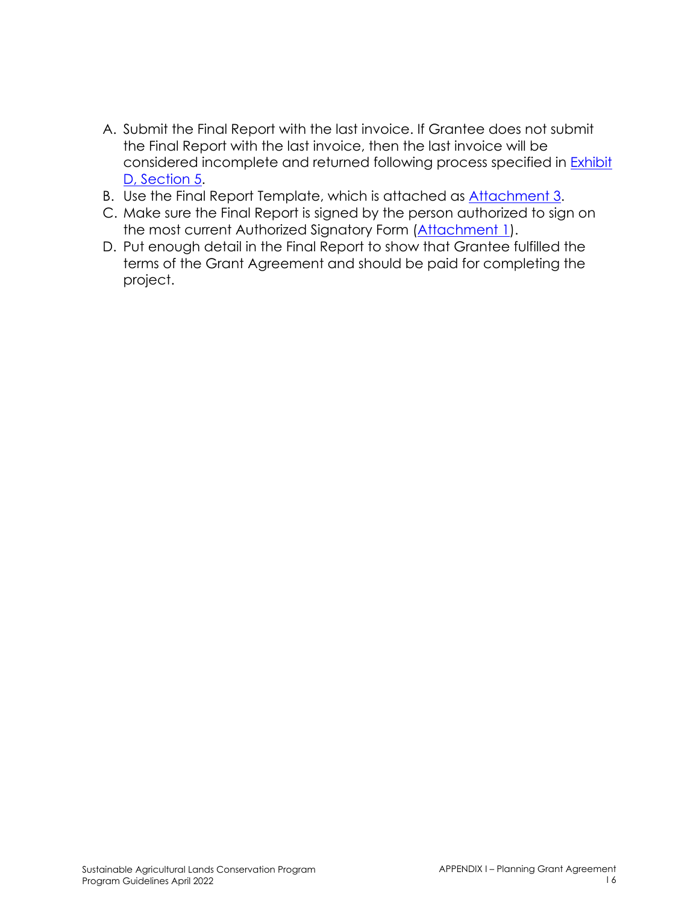A. Submit the Final Report with the last invoice. If Grantee does not submit the Final Report with the last invoice, then the last invoice will be considered incomplete and returned following process specified in Exhibit D, Section 5.
B. Use the Final Report Template, which is attached as Attachment 3.
C. Make sure the Final Report is signed by the person authorized to sign on the most current Authorized Signatory Form (Attachment 1).
D. Put enough detail in the Final Report to show that Grantee fulfilled the terms of the Grant Agreement and should be paid for completing the project.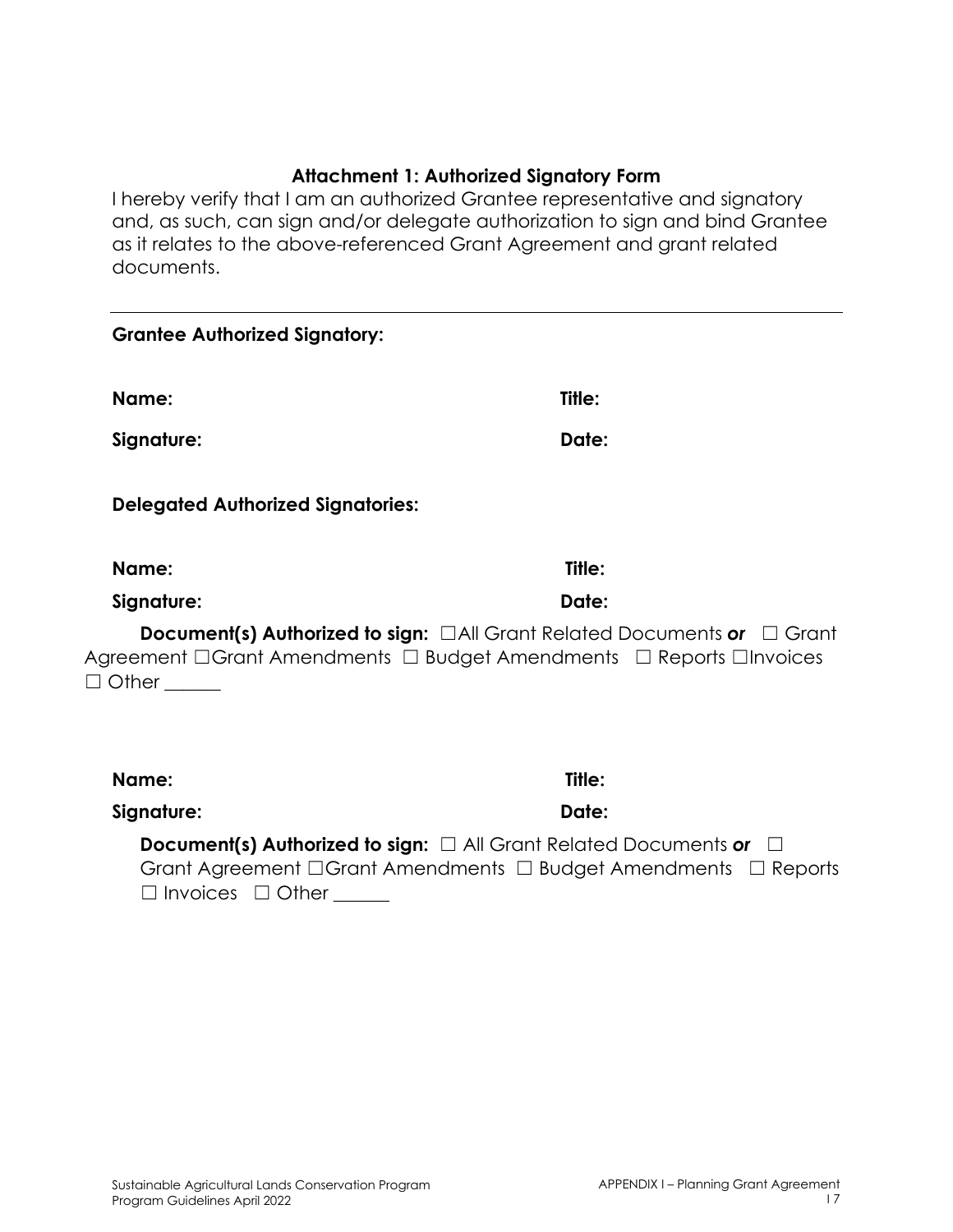### Attachment 1: Authorized Signatory Form

I hereby verify that I am an authorized Grantee representative and signatory and, as such, can sign and/or delegate authorization to sign and bind Grantee as it relates to the above-referenced Grant Agreement and grant related documents.

---

**Grantee Authorized Signatory:**

**Name:** **Title:**

**Signature:** **Date:**

**Delegated Authorized Signatories:**

**Name:** **Title:**

**Signature:** **Date:**

**Document(s) Authorized to sign:** ☐All Grant Related Documents ***or*** ☐ Grant Agreement ☐Grant Amendments ☐ Budget Amendments ☐ Reports ☐Invoices ☐ Other ______

**Name:** **Title:**

**Signature:** **Date:**

**Document(s) Authorized to sign:** ☐ All Grant Related Documents ***or*** ☐ Grant Agreement ☐Grant Amendments ☐ Budget Amendments ☐ Reports ☐ Invoices ☐ Other ______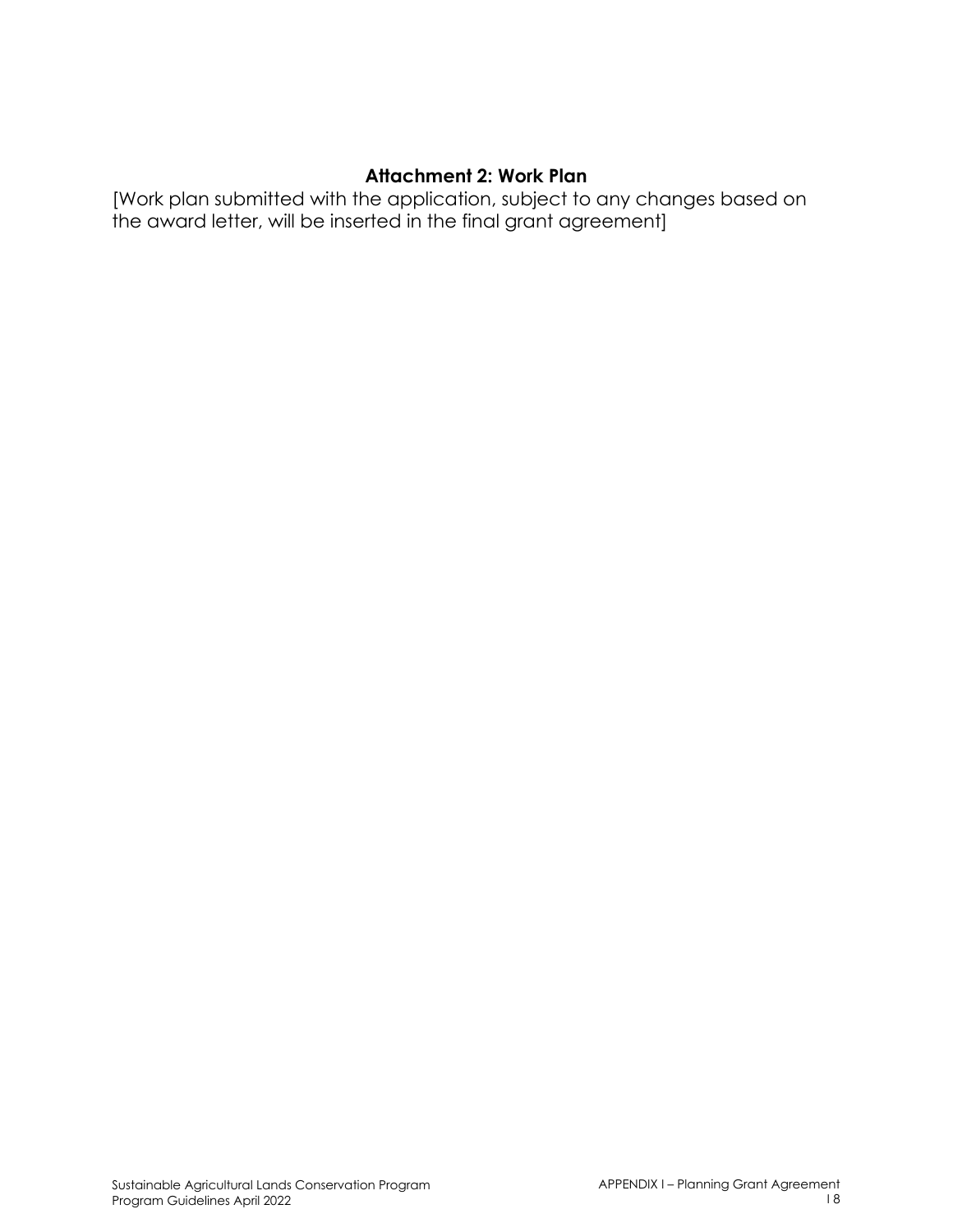## Attachment 2: Work Plan

[Work plan submitted with the application, subject to any changes based on the award letter, will be inserted in the final grant agreement]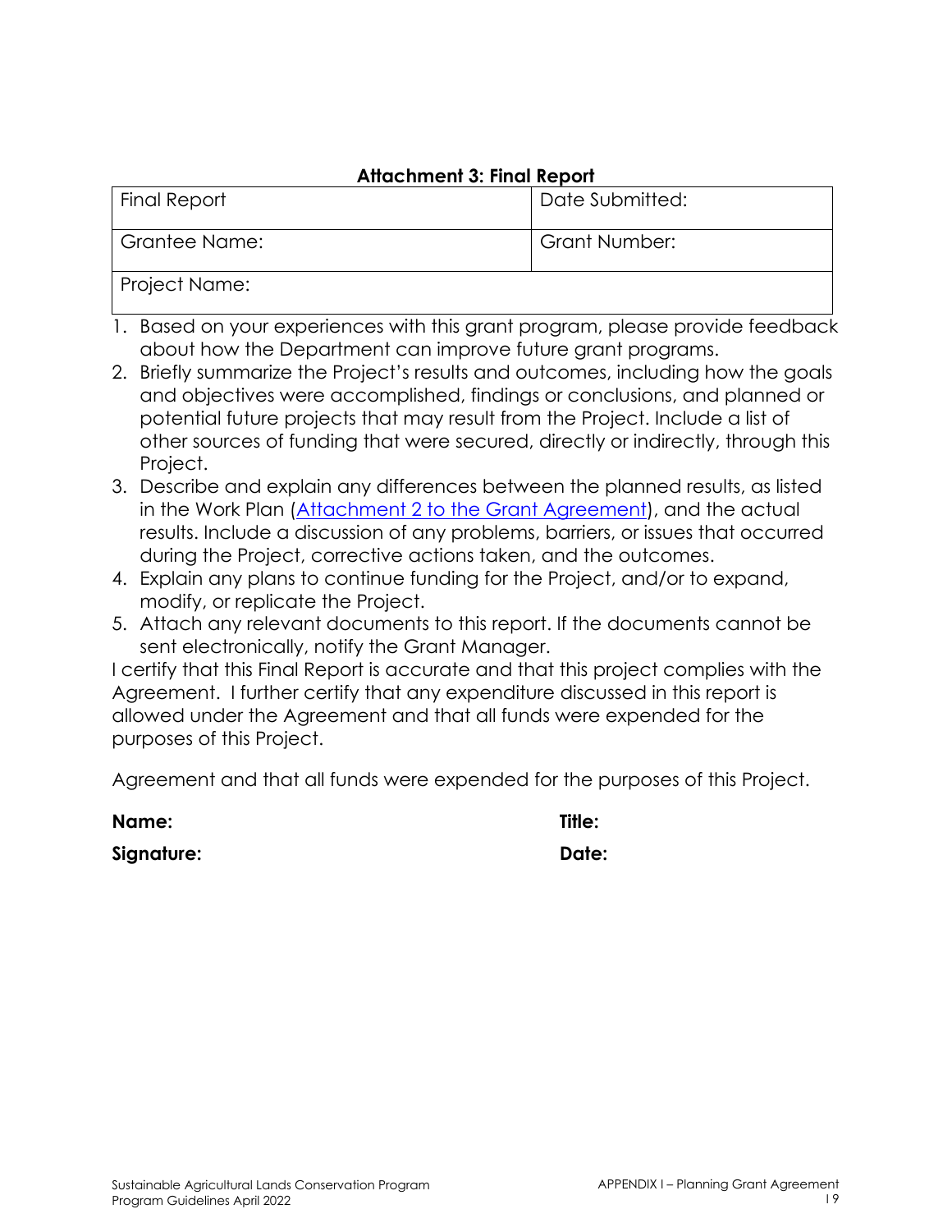### Attachment 3: Final Report

| Final Report | Date Submitted: |
|---|---|
| Grantee Name: | Grant Number: |
| Project Name: | |

1. Based on your experiences with this grant program, please provide feedback about how the Department can improve future grant programs.
2. Briefly summarize the Project's results and outcomes, including how the goals and objectives were accomplished, findings or conclusions, and planned or potential future projects that may result from the Project. Include a list of other sources of funding that were secured, directly or indirectly, through this Project.
3. Describe and explain any differences between the planned results, as listed in the Work Plan (Attachment 2 to the Grant Agreement), and the actual results. Include a discussion of any problems, barriers, or issues that occurred during the Project, corrective actions taken, and the outcomes.
4. Explain any plans to continue funding for the Project, and/or to expand, modify, or replicate the Project.
5. Attach any relevant documents to this report. If the documents cannot be sent electronically, notify the Grant Manager.

I certify that this Final Report is accurate and that this project complies with the Agreement. I further certify that any expenditure discussed in this report is allowed under the Agreement and that all funds were expended for the purposes of this Project.

Agreement and that all funds were expended for the purposes of this Project.

**Name:** **Title:**

**Signature:** **Date:**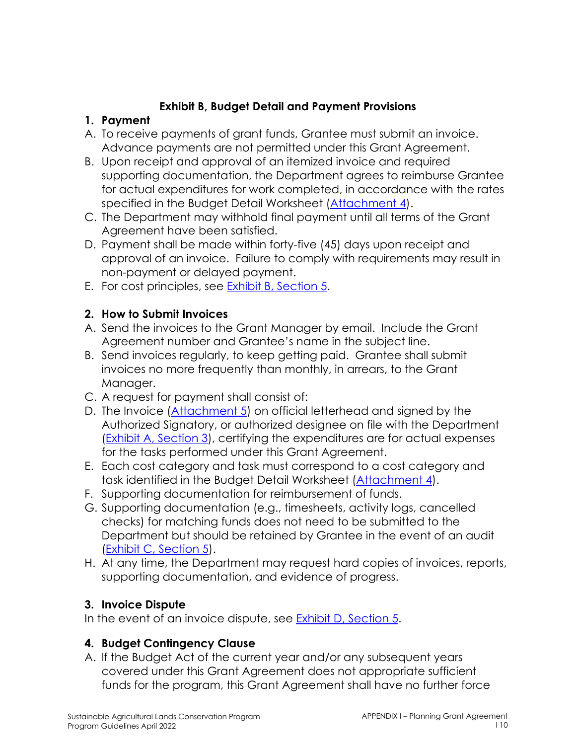## Exhibit B, Budget Detail and Payment Provisions

### 1. Payment

A. To receive payments of grant funds, Grantee must submit an invoice. Advance payments are not permitted under this Grant Agreement.

B. Upon receipt and approval of an itemized invoice and required supporting documentation, the Department agrees to reimburse Grantee for actual expenditures for work completed, in accordance with the rates specified in the Budget Detail Worksheet (Attachment 4).

C. The Department may withhold final payment until all terms of the Grant Agreement have been satisfied.

D. Payment shall be made within forty-five (45) days upon receipt and approval of an invoice. Failure to comply with requirements may result in non-payment or delayed payment.

E. For cost principles, see Exhibit B, Section 5.

### 2. How to Submit Invoices

A. Send the invoices to the Grant Manager by email. Include the Grant Agreement number and Grantee's name in the subject line.

B. Send invoices regularly, to keep getting paid. Grantee shall submit invoices no more frequently than monthly, in arrears, to the Grant Manager.

C. A request for payment shall consist of:

D. The Invoice (Attachment 5) on official letterhead and signed by the Authorized Signatory, or authorized designee on file with the Department (Exhibit A, Section 3), certifying the expenditures are for actual expenses for the tasks performed under this Grant Agreement.

E. Each cost category and task must correspond to a cost category and task identified in the Budget Detail Worksheet (Attachment 4).

F. Supporting documentation for reimbursement of funds.

G. Supporting documentation (e.g., timesheets, activity logs, cancelled checks) for matching funds does not need to be submitted to the Department but should be retained by Grantee in the event of an audit (Exhibit C, Section 5).

H. At any time, the Department may request hard copies of invoices, reports, supporting documentation, and evidence of progress.

### 3. Invoice Dispute

In the event of an invoice dispute, see Exhibit D, Section 5.

### 4. Budget Contingency Clause

A. If the Budget Act of the current year and/or any subsequent years covered under this Grant Agreement does not appropriate sufficient funds for the program, this Grant Agreement shall have no further force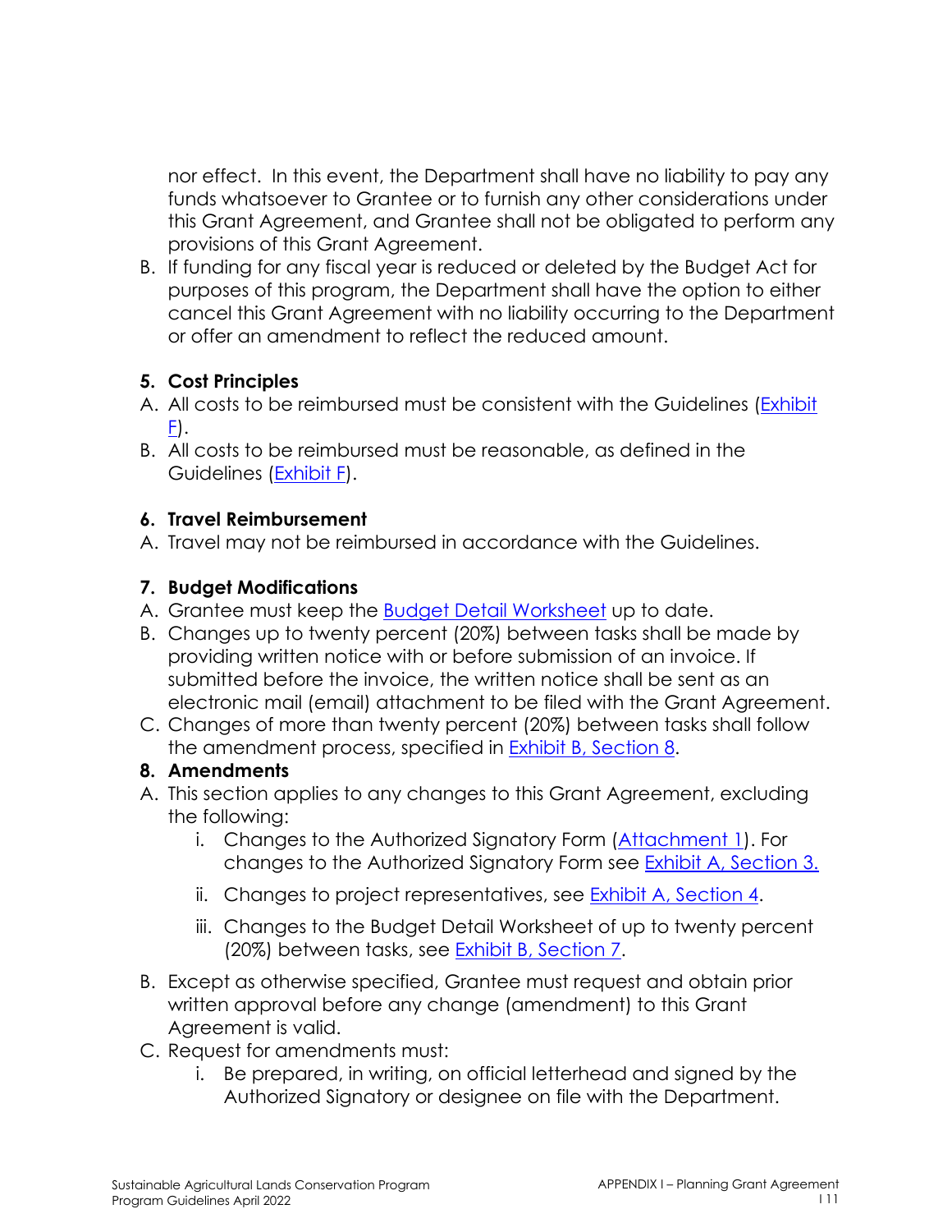nor effect. In this event, the Department shall have no liability to pay any funds whatsoever to Grantee or to furnish any other considerations under this Grant Agreement, and Grantee shall not be obligated to perform any provisions of this Grant Agreement.

B. If funding for any fiscal year is reduced or deleted by the Budget Act for purposes of this program, the Department shall have the option to either cancel this Grant Agreement with no liability occurring to the Department or offer an amendment to reflect the reduced amount.

**5. Cost Principles**

A. All costs to be reimbursed must be consistent with the Guidelines (Exhibit F).

B. All costs to be reimbursed must be reasonable, as defined in the Guidelines (Exhibit F).

**6. Travel Reimbursement**

A. Travel may not be reimbursed in accordance with the Guidelines.

**7. Budget Modifications**

A. Grantee must keep the Budget Detail Worksheet up to date.

B. Changes up to twenty percent (20%) between tasks shall be made by providing written notice with or before submission of an invoice. If submitted before the invoice, the written notice shall be sent as an electronic mail (email) attachment to be filed with the Grant Agreement.

C. Changes of more than twenty percent (20%) between tasks shall follow the amendment process, specified in Exhibit B, Section 8.

**8. Amendments**

A. This section applies to any changes to this Grant Agreement, excluding the following:

   i. Changes to the Authorized Signatory Form (Attachment 1). For changes to the Authorized Signatory Form see Exhibit A, Section 3.

   ii. Changes to project representatives, see Exhibit A, Section 4.

   iii. Changes to the Budget Detail Worksheet of up to twenty percent (20%) between tasks, see Exhibit B, Section 7.

B. Except as otherwise specified, Grantee must request and obtain prior written approval before any change (amendment) to this Grant Agreement is valid.

C. Request for amendments must:

   i. Be prepared, in writing, on official letterhead and signed by the Authorized Signatory or designee on file with the Department.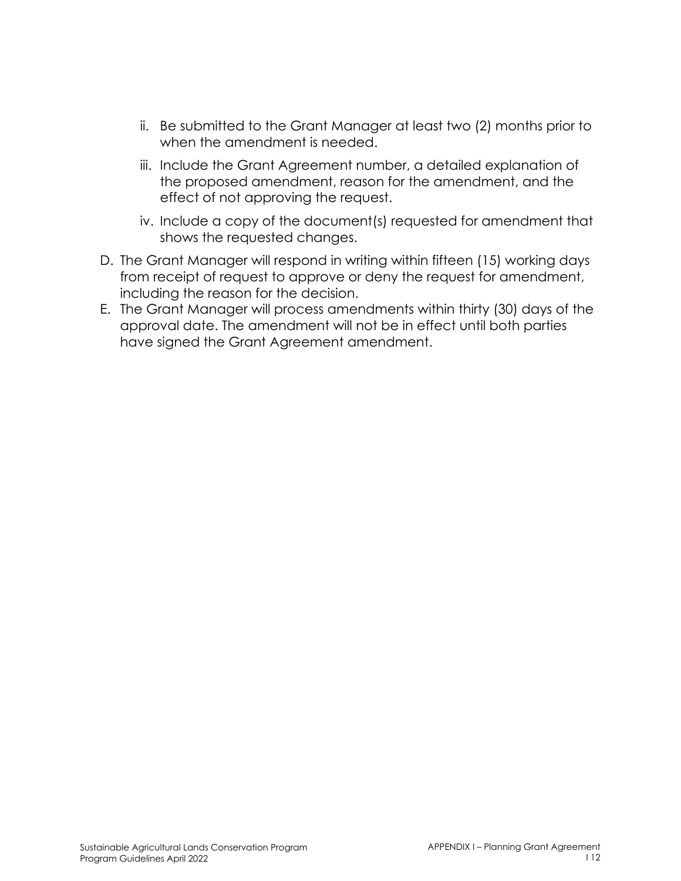ii. Be submitted to the Grant Manager at least two (2) months prior to when the amendment is needed.

iii. Include the Grant Agreement number, a detailed explanation of the proposed amendment, reason for the amendment, and the effect of not approving the request.

iv. Include a copy of the document(s) requested for amendment that shows the requested changes.

D. The Grant Manager will respond in writing within fifteen (15) working days from receipt of request to approve or deny the request for amendment, including the reason for the decision.

E. The Grant Manager will process amendments within thirty (30) days of the approval date. The amendment will not be in effect until both parties have signed the Grant Agreement amendment.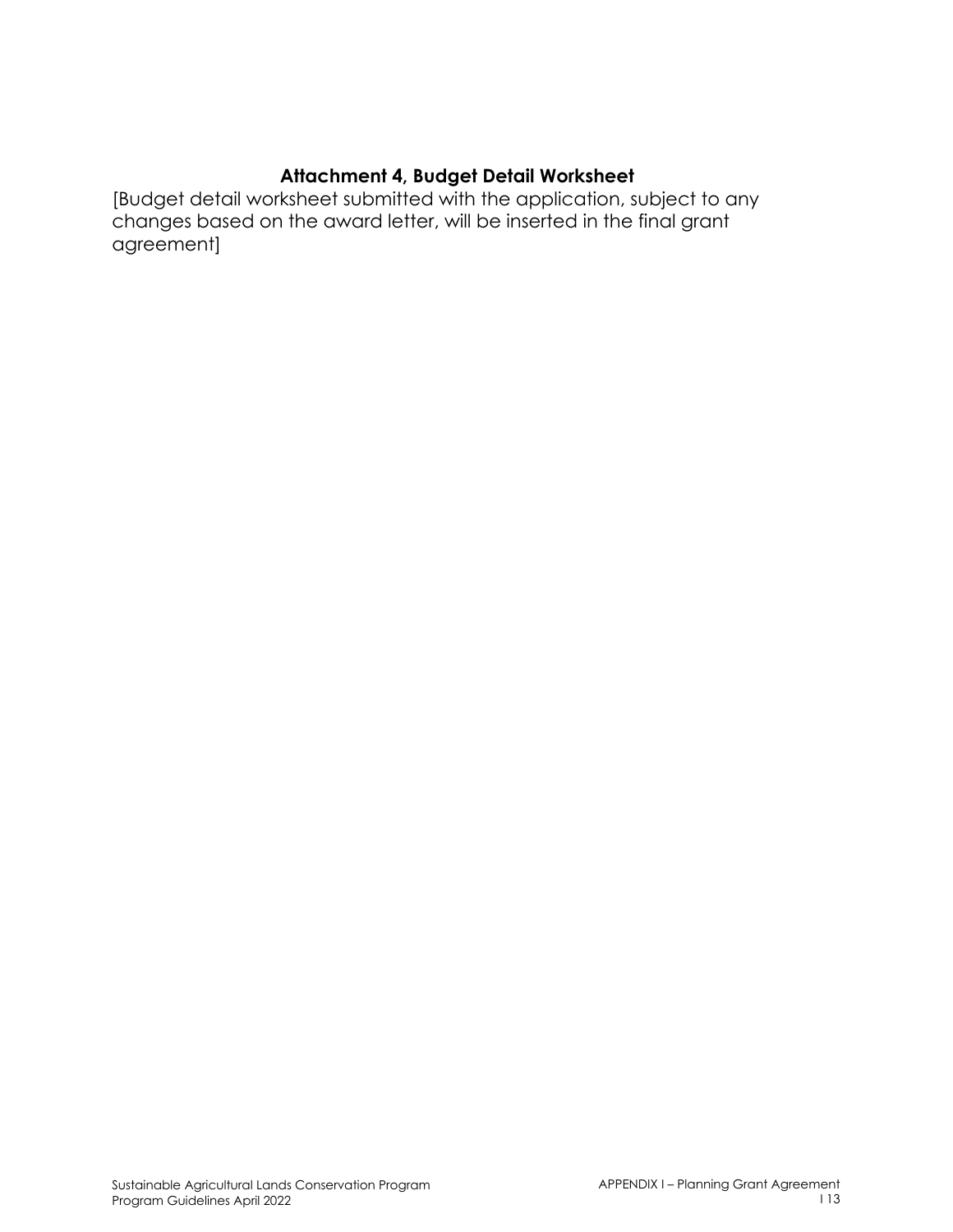## Attachment 4, Budget Detail Worksheet

[Budget detail worksheet submitted with the application, subject to any changes based on the award letter, will be inserted in the final grant agreement]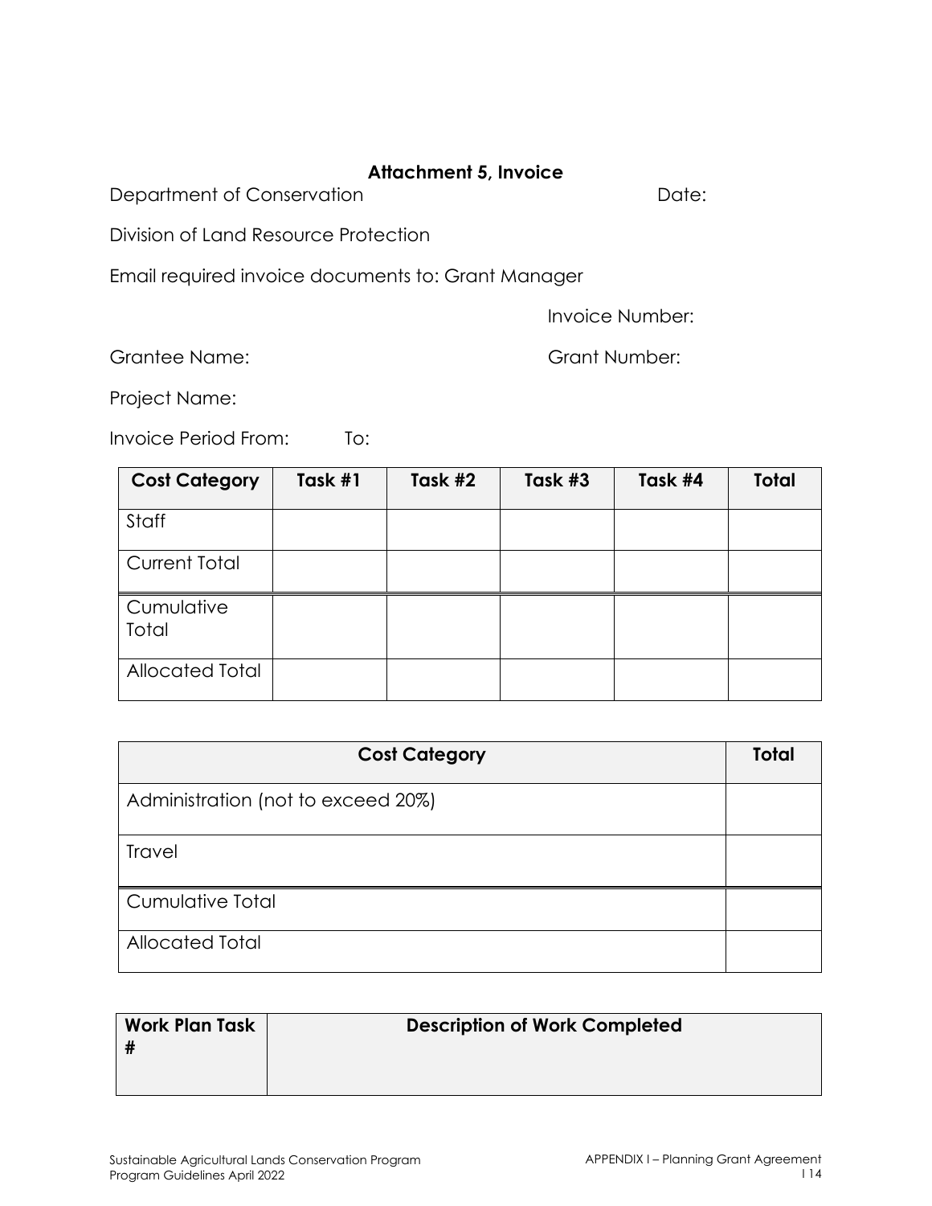**Attachment 5, Invoice**

Department of Conservation Date:

Division of Land Resource Protection

Email required invoice documents to: Grant Manager

Invoice Number:

Grantee Name: Grant Number:

Project Name:

Invoice Period From: To:

| Cost Category | Task #1 | Task #2 | Task #3 | Task #4 | Total |
|---|---|---|---|---|---|
| Staff | | | | | |
| Current Total | | | | | |
| Cumulative Total | | | | | |
| Allocated Total | | | | | |

| Cost Category | Total |
|---|---|
| Administration (not to exceed 20%) | |
| Travel | |
| Cumulative Total | |
| Allocated Total | |

| Work Plan Task # | Description of Work Completed |
|---|---|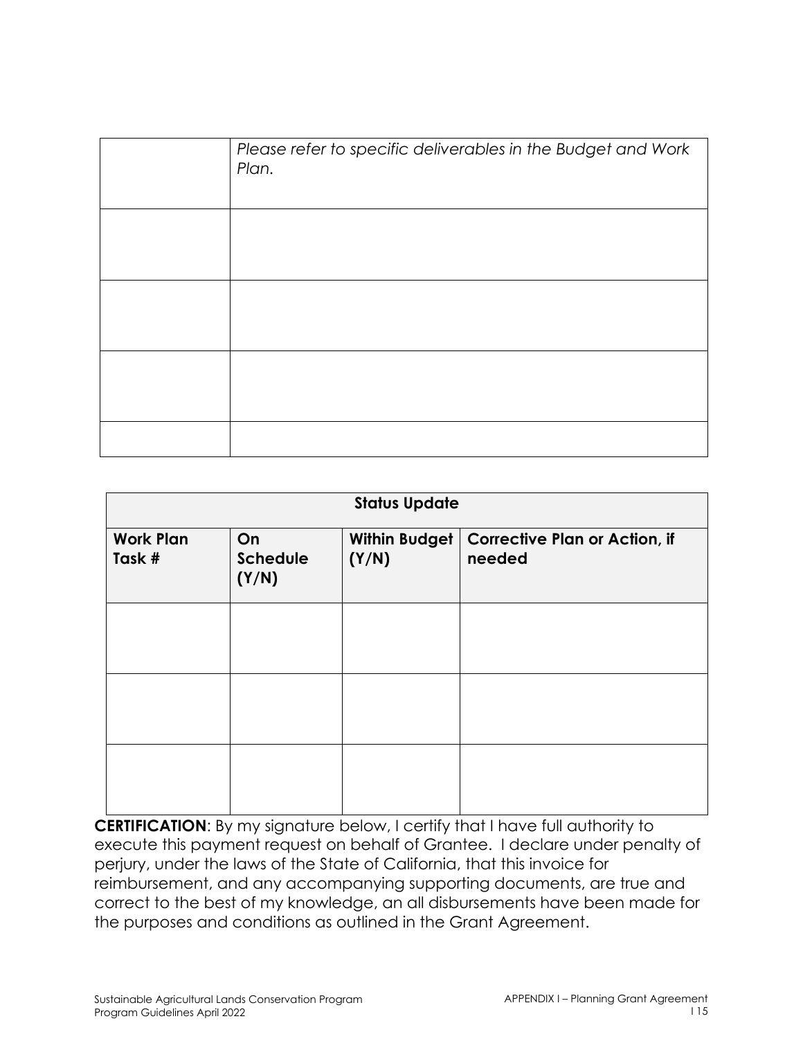| | |
|---|---|
| | *Please refer to specific deliverables in the Budget and Work Plan.* |
| | |
| | |
| | |
| | |

| **Status Update** | | | |
|---|---|---|---|
| **Work Plan Task #** | **On Schedule (Y/N)** | **Within Budget (Y/N)** | **Corrective Plan or Action, if needed** |
| | | | |
| | | | |
| | | | |

**CERTIFICATION**: By my signature below, I certify that I have full authority to execute this payment request on behalf of Grantee. I declare under penalty of perjury, under the laws of the State of California, that this invoice for reimbursement, and any accompanying supporting documents, are true and correct to the best of my knowledge, an all disbursements have been made for the purposes and conditions as outlined in the Grant Agreement.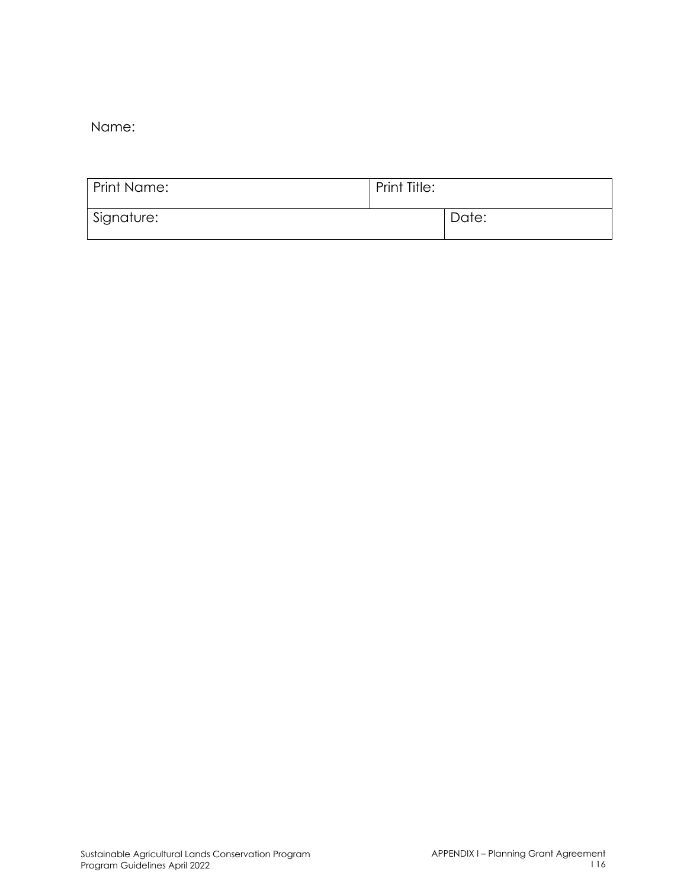Name:

| Print Name: | Print Title: | |
|---|---|---|
| Signature: | | Date: |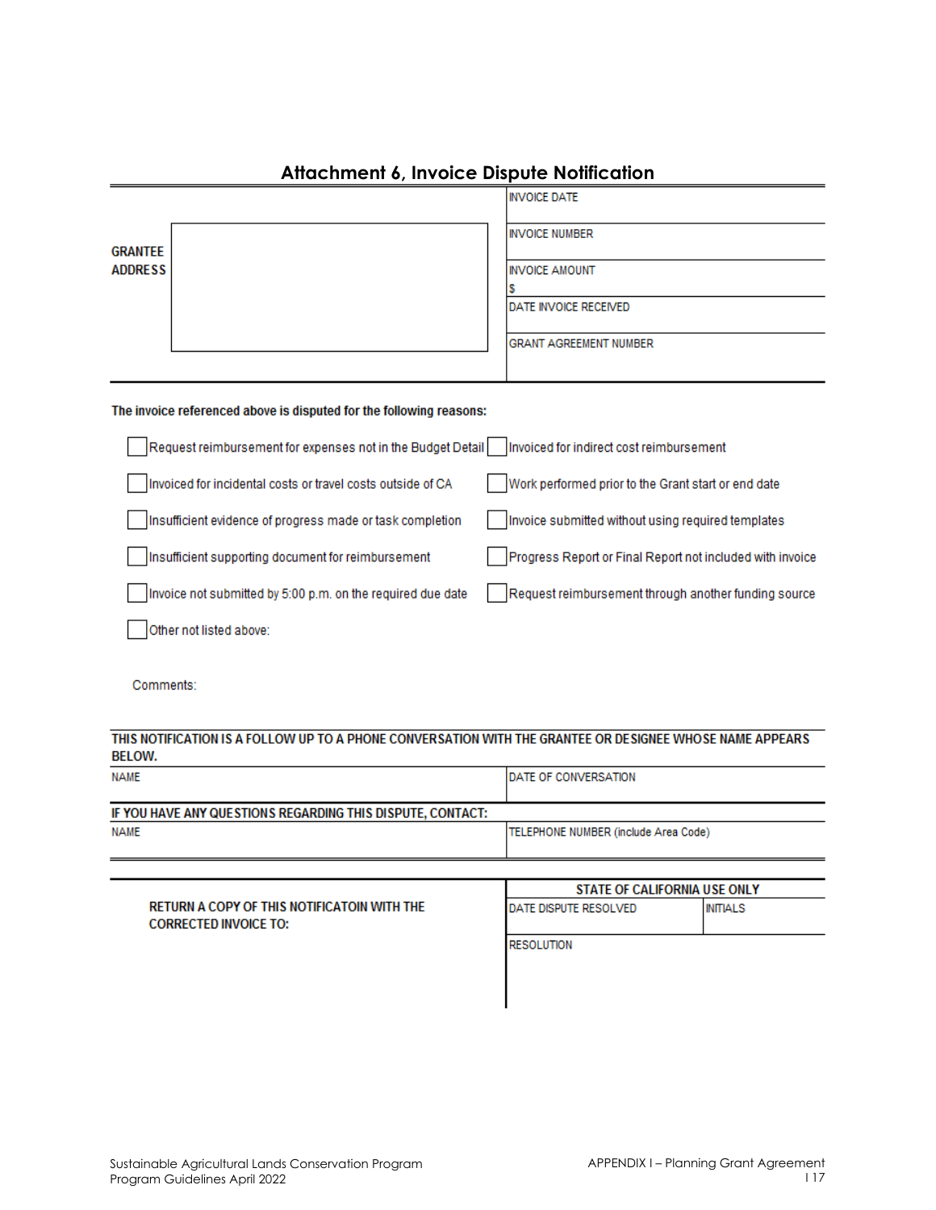# Attachment 6, Invoice Dispute Notification

| GRANTEE ADDRESS | | |
|---|---|---|
| | | INVOICE DATE |
| | | INVOICE NUMBER |
| | | INVOICE AMOUNT<br>$ |
| | | DATE INVOICE RECEIVED |
| | | GRANT AGREEMENT NUMBER |

**The invoice referenced above is disputed for the following reasons:**

- ☐ Request reimbursement for expenses not in the Budget Detail
- ☐ Invoiced for indirect cost reimbursement
- ☐ Invoiced for incidental costs or travel costs outside of CA
- ☐ Work performed prior to the Grant start or end date
- ☐ Insufficient evidence of progress made or task completion
- ☐ Invoice submitted without using required templates
- ☐ Insufficient supporting document for reimbursement
- ☐ Progress Report or Final Report not included with invoice
- ☐ Invoice not submitted by 5:00 p.m. on the required due date
- ☐ Request reimbursement through another funding source
- ☐ Other not listed above:

Comments:

**THIS NOTIFICATION IS A FOLLOW UP TO A PHONE CONVERSATION WITH THE GRANTEE OR DESIGNEE WHOSE NAME APPEARS BELOW.**

| NAME | DATE OF CONVERSATION |
|---|---|
| | |

**IF YOU HAVE ANY QUESTIONS REGARDING THIS DISPUTE, CONTACT:**

| NAME | TELEPHONE NUMBER (include Area Code) |
|---|---|
| | |

**RETURN A COPY OF THIS NOTIFICATOIN WITH THE CORRECTED INVOICE TO:**

| STATE OF CALIFORNIA USE ONLY | |
|---|---|
| DATE DISPUTE RESOLVED | INITIALS |
| RESOLUTION | |

Sustainable Agricultural Lands Conservation Program
Program Guidelines April 2022

APPENDIX I – Planning Grant Agreement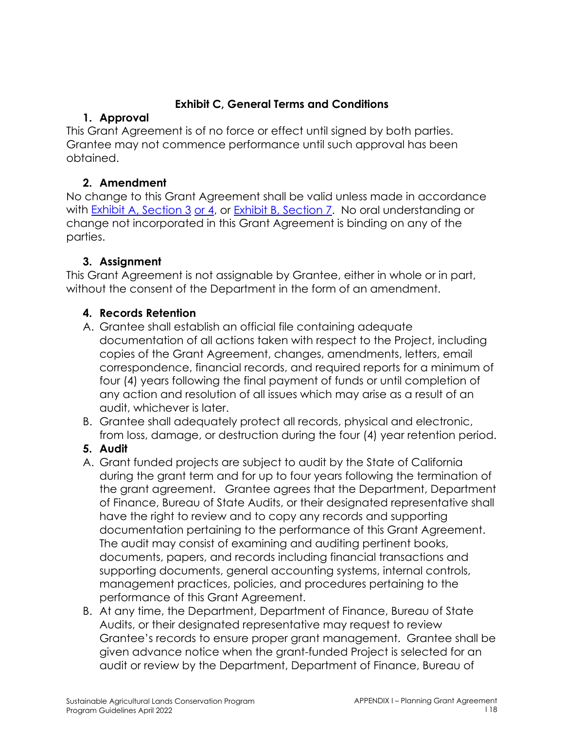## Exhibit C, General Terms and Conditions

### 1. Approval

This Grant Agreement is of no force or effect until signed by both parties. Grantee may not commence performance until such approval has been obtained.

### 2. Amendment

No change to this Grant Agreement shall be valid unless made in accordance with [Exhibit A, Section 3](#) [or 4](#), or [Exhibit B, Section 7](#). No oral understanding or change not incorporated in this Grant Agreement is binding on any of the parties.

### 3. Assignment

This Grant Agreement is not assignable by Grantee, either in whole or in part, without the consent of the Department in the form of an amendment.

### 4. Records Retention

A. Grantee shall establish an official file containing adequate documentation of all actions taken with respect to the Project, including copies of the Grant Agreement, changes, amendments, letters, email correspondence, financial records, and required reports for a minimum of four (4) years following the final payment of funds or until completion of any action and resolution of all issues which may arise as a result of an audit, whichever is later.

B. Grantee shall adequately protect all records, physical and electronic, from loss, damage, or destruction during the four (4) year retention period.

### 5. Audit

A. Grant funded projects are subject to audit by the State of California during the grant term and for up to four years following the termination of the grant agreement. Grantee agrees that the Department, Department of Finance, Bureau of State Audits, or their designated representative shall have the right to review and to copy any records and supporting documentation pertaining to the performance of this Grant Agreement. The audit may consist of examining and auditing pertinent books, documents, papers, and records including financial transactions and supporting documents, general accounting systems, internal controls, management practices, policies, and procedures pertaining to the performance of this Grant Agreement.

B. At any time, the Department, Department of Finance, Bureau of State Audits, or their designated representative may request to review Grantee's records to ensure proper grant management. Grantee shall be given advance notice when the grant-funded Project is selected for an audit or review by the Department, Department of Finance, Bureau of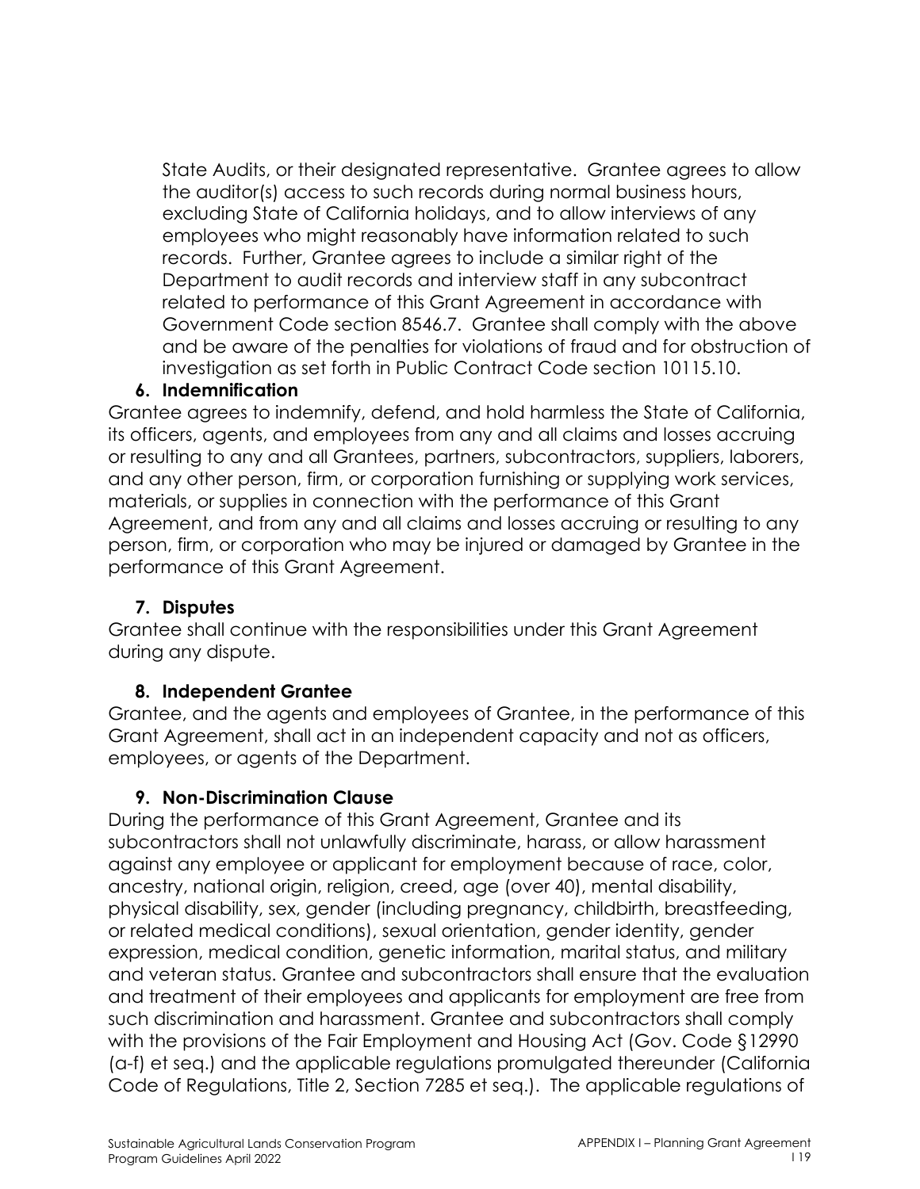State Audits, or their designated representative. Grantee agrees to allow the auditor(s) access to such records during normal business hours, excluding State of California holidays, and to allow interviews of any employees who might reasonably have information related to such records. Further, Grantee agrees to include a similar right of the Department to audit records and interview staff in any subcontract related to performance of this Grant Agreement in accordance with Government Code section 8546.7. Grantee shall comply with the above and be aware of the penalties for violations of fraud and for obstruction of investigation as set forth in Public Contract Code section 10115.10.

**6. Indemnification**

Grantee agrees to indemnify, defend, and hold harmless the State of California, its officers, agents, and employees from any and all claims and losses accruing or resulting to any and all Grantees, partners, subcontractors, suppliers, laborers, and any other person, firm, or corporation furnishing or supplying work services, materials, or supplies in connection with the performance of this Grant Agreement, and from any and all claims and losses accruing or resulting to any person, firm, or corporation who may be injured or damaged by Grantee in the performance of this Grant Agreement.

**7. Disputes**

Grantee shall continue with the responsibilities under this Grant Agreement during any dispute.

**8. Independent Grantee**

Grantee, and the agents and employees of Grantee, in the performance of this Grant Agreement, shall act in an independent capacity and not as officers, employees, or agents of the Department.

**9. Non-Discrimination Clause**

During the performance of this Grant Agreement, Grantee and its subcontractors shall not unlawfully discriminate, harass, or allow harassment against any employee or applicant for employment because of race, color, ancestry, national origin, religion, creed, age (over 40), mental disability, physical disability, sex, gender (including pregnancy, childbirth, breastfeeding, or related medical conditions), sexual orientation, gender identity, gender expression, medical condition, genetic information, marital status, and military and veteran status. Grantee and subcontractors shall ensure that the evaluation and treatment of their employees and applicants for employment are free from such discrimination and harassment. Grantee and subcontractors shall comply with the provisions of the Fair Employment and Housing Act (Gov. Code §12990 (a-f) et seq.) and the applicable regulations promulgated thereunder (California Code of Regulations, Title 2, Section 7285 et seq.). The applicable regulations of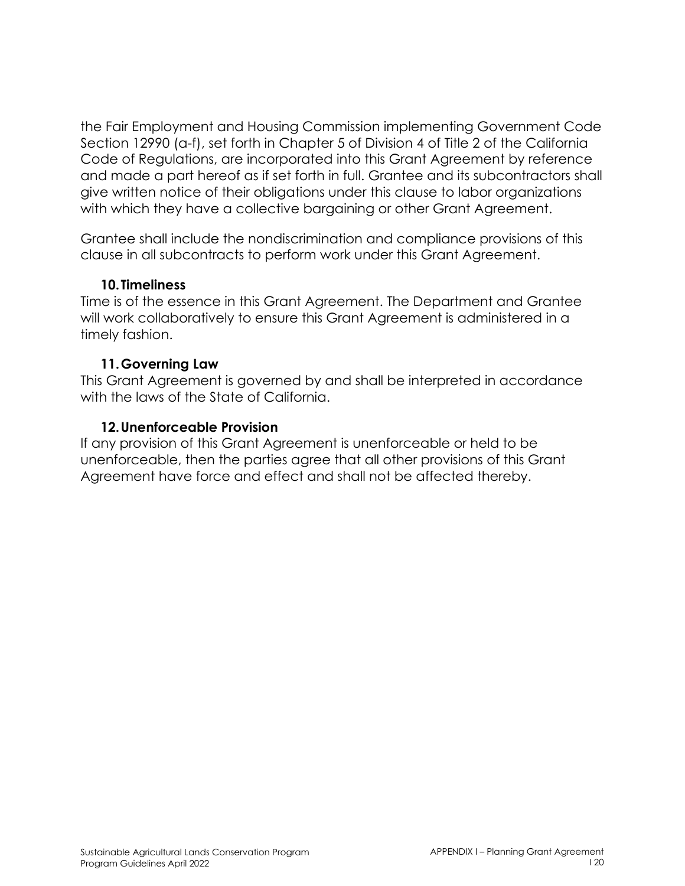the Fair Employment and Housing Commission implementing Government Code Section 12990 (a-f), set forth in Chapter 5 of Division 4 of Title 2 of the California Code of Regulations, are incorporated into this Grant Agreement by reference and made a part hereof as if set forth in full. Grantee and its subcontractors shall give written notice of their obligations under this clause to labor organizations with which they have a collective bargaining or other Grant Agreement.

Grantee shall include the nondiscrimination and compliance provisions of this clause in all subcontracts to perform work under this Grant Agreement.

**10. Timeliness**

Time is of the essence in this Grant Agreement. The Department and Grantee will work collaboratively to ensure this Grant Agreement is administered in a timely fashion.

**11. Governing Law**

This Grant Agreement is governed by and shall be interpreted in accordance with the laws of the State of California.

**12. Unenforceable Provision**

If any provision of this Grant Agreement is unenforceable or held to be unenforceable, then the parties agree that all other provisions of this Grant Agreement have force and effect and shall not be affected thereby.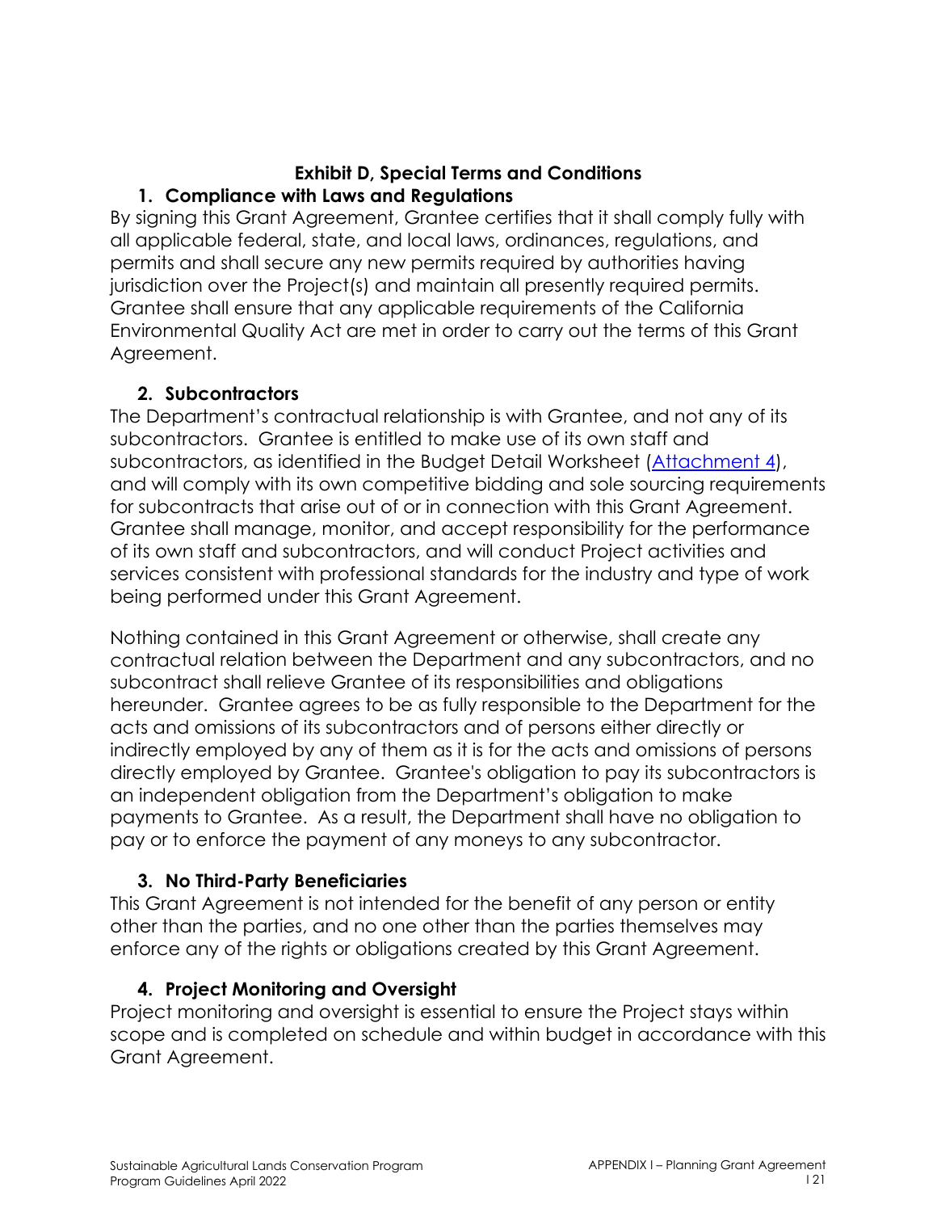## Exhibit D, Special Terms and Conditions

### 1. Compliance with Laws and Regulations

By signing this Grant Agreement, Grantee certifies that it shall comply fully with all applicable federal, state, and local laws, ordinances, regulations, and permits and shall secure any new permits required by authorities having jurisdiction over the Project(s) and maintain all presently required permits. Grantee shall ensure that any applicable requirements of the California Environmental Quality Act are met in order to carry out the terms of this Grant Agreement.

### 2. Subcontractors

The Department's contractual relationship is with Grantee, and not any of its subcontractors. Grantee is entitled to make use of its own staff and subcontractors, as identified in the Budget Detail Worksheet (Attachment 4), and will comply with its own competitive bidding and sole sourcing requirements for subcontracts that arise out of or in connection with this Grant Agreement. Grantee shall manage, monitor, and accept responsibility for the performance of its own staff and subcontractors, and will conduct Project activities and services consistent with professional standards for the industry and type of work being performed under this Grant Agreement.

Nothing contained in this Grant Agreement or otherwise, shall create any contractual relation between the Department and any subcontractors, and no subcontract shall relieve Grantee of its responsibilities and obligations hereunder. Grantee agrees to be as fully responsible to the Department for the acts and omissions of its subcontractors and of persons either directly or indirectly employed by any of them as it is for the acts and omissions of persons directly employed by Grantee. Grantee's obligation to pay its subcontractors is an independent obligation from the Department's obligation to make payments to Grantee. As a result, the Department shall have no obligation to pay or to enforce the payment of any moneys to any subcontractor.

### 3. No Third-Party Beneficiaries

This Grant Agreement is not intended for the benefit of any person or entity other than the parties, and no one other than the parties themselves may enforce any of the rights or obligations created by this Grant Agreement.

### 4. Project Monitoring and Oversight

Project monitoring and oversight is essential to ensure the Project stays within scope and is completed on schedule and within budget in accordance with this Grant Agreement.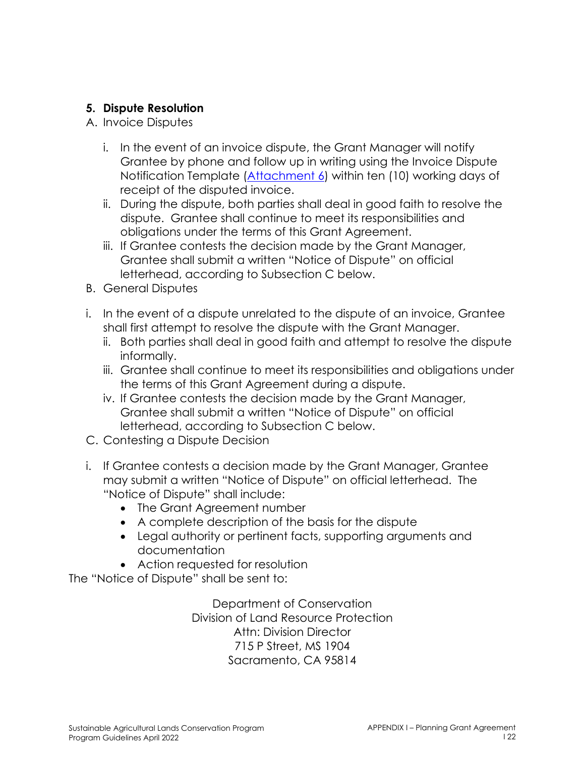### 5. Dispute Resolution

A. Invoice Disputes

i. In the event of an invoice dispute, the Grant Manager will notify Grantee by phone and follow up in writing using the Invoice Dispute Notification Template ([Attachment 6]) within ten (10) working days of receipt of the disputed invoice.

ii. During the dispute, both parties shall deal in good faith to resolve the dispute. Grantee shall continue to meet its responsibilities and obligations under the terms of this Grant Agreement.

iii. If Grantee contests the decision made by the Grant Manager, Grantee shall submit a written "Notice of Dispute" on official letterhead, according to Subsection C below.

B. General Disputes

i. In the event of a dispute unrelated to the dispute of an invoice, Grantee shall first attempt to resolve the dispute with the Grant Manager.

ii. Both parties shall deal in good faith and attempt to resolve the dispute informally.

iii. Grantee shall continue to meet its responsibilities and obligations under the terms of this Grant Agreement during a dispute.

iv. If Grantee contests the decision made by the Grant Manager, Grantee shall submit a written "Notice of Dispute" on official letterhead, according to Subsection C below.

C. Contesting a Dispute Decision

i. If Grantee contests a decision made by the Grant Manager, Grantee may submit a written "Notice of Dispute" on official letterhead. The "Notice of Dispute" shall include:

- The Grant Agreement number
- A complete description of the basis for the dispute
- Legal authority or pertinent facts, supporting arguments and documentation
- Action requested for resolution

The "Notice of Dispute" shall be sent to:

Department of Conservation
Division of Land Resource Protection
Attn: Division Director
715 P Street, MS 1904
Sacramento, CA 95814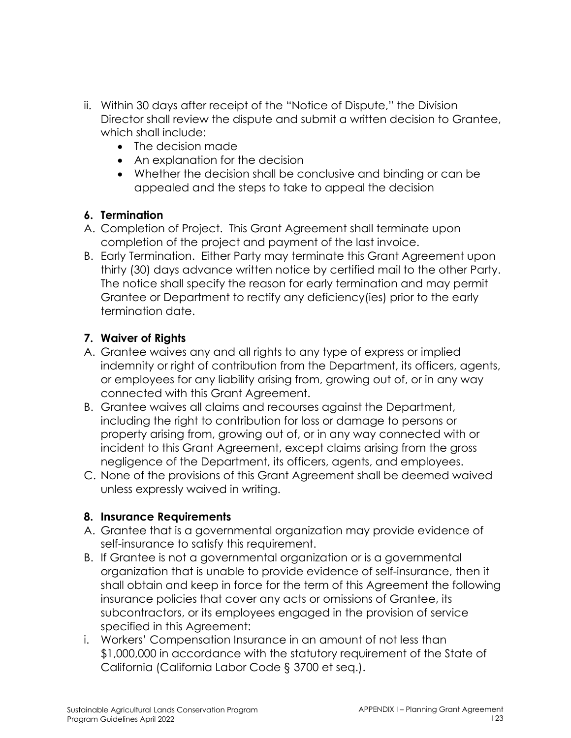- ii. Within 30 days after receipt of the "Notice of Dispute," the Division Director shall review the dispute and submit a written decision to Grantee, which shall include:
  - The decision made
  - An explanation for the decision
  - Whether the decision shall be conclusive and binding or can be appealed and the steps to take to appeal the decision

**6. Termination**

A. Completion of Project. This Grant Agreement shall terminate upon completion of the project and payment of the last invoice.

B. Early Termination. Either Party may terminate this Grant Agreement upon thirty (30) days advance written notice by certified mail to the other Party. The notice shall specify the reason for early termination and may permit Grantee or Department to rectify any deficiency(ies) prior to the early termination date.

**7. Waiver of Rights**

A. Grantee waives any and all rights to any type of express or implied indemnity or right of contribution from the Department, its officers, agents, or employees for any liability arising from, growing out of, or in any way connected with this Grant Agreement.

B. Grantee waives all claims and recourses against the Department, including the right to contribution for loss or damage to persons or property arising from, growing out of, or in any way connected with or incident to this Grant Agreement, except claims arising from the gross negligence of the Department, its officers, agents, and employees.

C. None of the provisions of this Grant Agreement shall be deemed waived unless expressly waived in writing.

**8. Insurance Requirements**

A. Grantee that is a governmental organization may provide evidence of self-insurance to satisfy this requirement.

B. If Grantee is not a governmental organization or is a governmental organization that is unable to provide evidence of self-insurance, then it shall obtain and keep in force for the term of this Agreement the following insurance policies that cover any acts or omissions of Grantee, its subcontractors, or its employees engaged in the provision of service specified in this Agreement:

i. Workers' Compensation Insurance in an amount of not less than $1,000,000 in accordance with the statutory requirement of the State of California (California Labor Code § 3700 et seq.).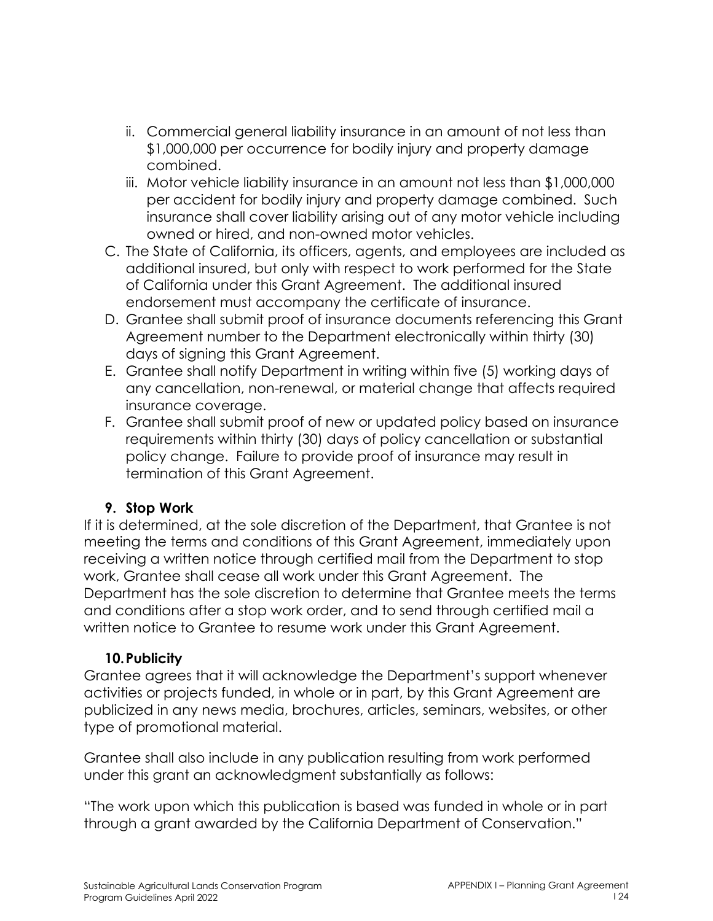ii. Commercial general liability insurance in an amount of not less than $1,000,000 per occurrence for bodily injury and property damage combined.
iii. Motor vehicle liability insurance in an amount not less than $1,000,000 per accident for bodily injury and property damage combined. Such insurance shall cover liability arising out of any motor vehicle including owned or hired, and non-owned motor vehicles.

C. The State of California, its officers, agents, and employees are included as additional insured, but only with respect to work performed for the State of California under this Grant Agreement. The additional insured endorsement must accompany the certificate of insurance.
D. Grantee shall submit proof of insurance documents referencing this Grant Agreement number to the Department electronically within thirty (30) days of signing this Grant Agreement.
E. Grantee shall notify Department in writing within five (5) working days of any cancellation, non-renewal, or material change that affects required insurance coverage.
F. Grantee shall submit proof of new or updated policy based on insurance requirements within thirty (30) days of policy cancellation or substantial policy change. Failure to provide proof of insurance may result in termination of this Grant Agreement.

**9. Stop Work**

If it is determined, at the sole discretion of the Department, that Grantee is not meeting the terms and conditions of this Grant Agreement, immediately upon receiving a written notice through certified mail from the Department to stop work, Grantee shall cease all work under this Grant Agreement. The Department has the sole discretion to determine that Grantee meets the terms and conditions after a stop work order, and to send through certified mail a written notice to Grantee to resume work under this Grant Agreement.

**10. Publicity**

Grantee agrees that it will acknowledge the Department's support whenever activities or projects funded, in whole or in part, by this Grant Agreement are publicized in any news media, brochures, articles, seminars, websites, or other type of promotional material.

Grantee shall also include in any publication resulting from work performed under this grant an acknowledgment substantially as follows:

"The work upon which this publication is based was funded in whole or in part through a grant awarded by the California Department of Conservation."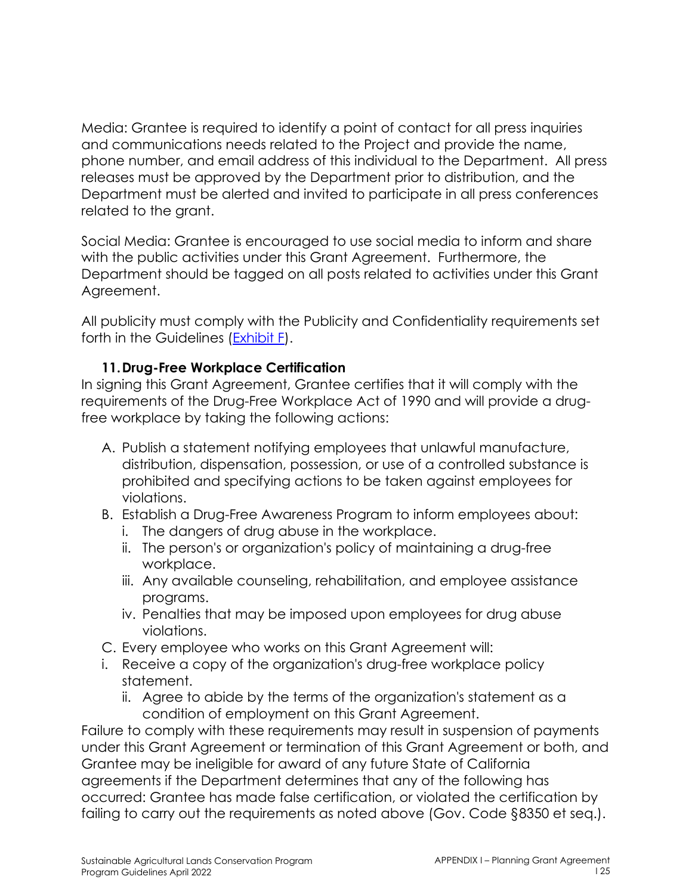Media: Grantee is required to identify a point of contact for all press inquiries and communications needs related to the Project and provide the name, phone number, and email address of this individual to the Department. All press releases must be approved by the Department prior to distribution, and the Department must be alerted and invited to participate in all press conferences related to the grant.

Social Media: Grantee is encouraged to use social media to inform and share with the public activities under this Grant Agreement. Furthermore, the Department should be tagged on all posts related to activities under this Grant Agreement.

All publicity must comply with the Publicity and Confidentiality requirements set forth in the Guidelines (Exhibit F).

### 11. Drug-Free Workplace Certification

In signing this Grant Agreement, Grantee certifies that it will comply with the requirements of the Drug-Free Workplace Act of 1990 and will provide a drug-free workplace by taking the following actions:

A. Publish a statement notifying employees that unlawful manufacture, distribution, dispensation, possession, or use of a controlled substance is prohibited and specifying actions to be taken against employees for violations.

B. Establish a Drug-Free Awareness Program to inform employees about:
   i. The dangers of drug abuse in the workplace.
   ii. The person's or organization's policy of maintaining a drug-free workplace.
   iii. Any available counseling, rehabilitation, and employee assistance programs.
   iv. Penalties that may be imposed upon employees for drug abuse violations.

C. Every employee who works on this Grant Agreement will:
   i. Receive a copy of the organization's drug-free workplace policy statement.
   ii. Agree to abide by the terms of the organization's statement as a condition of employment on this Grant Agreement.

Failure to comply with these requirements may result in suspension of payments under this Grant Agreement or termination of this Grant Agreement or both, and Grantee may be ineligible for award of any future State of California agreements if the Department determines that any of the following has occurred: Grantee has made false certification, or violated the certification by failing to carry out the requirements as noted above (Gov. Code §8350 et seq.).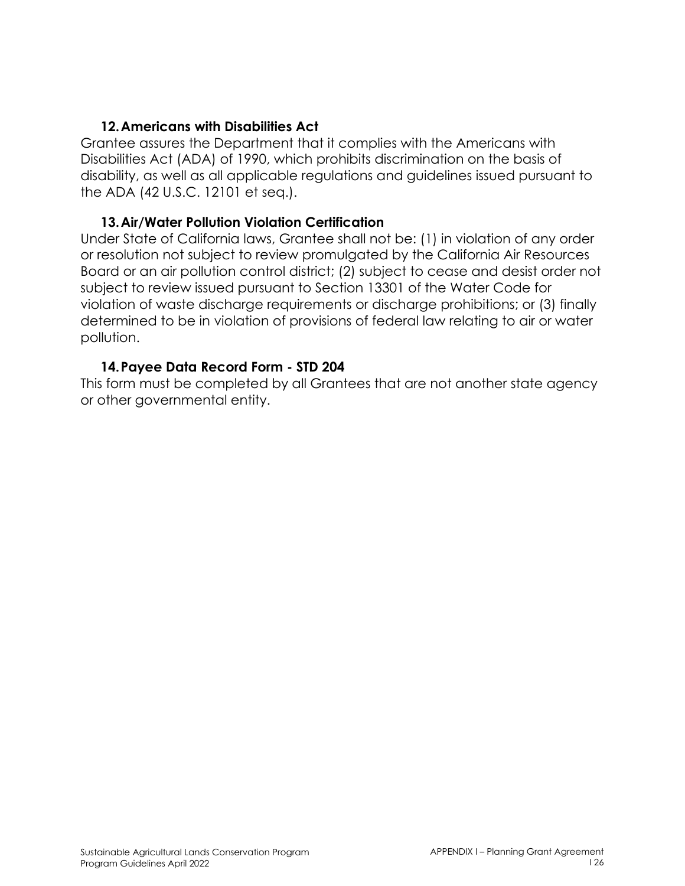### 12. Americans with Disabilities Act

Grantee assures the Department that it complies with the Americans with Disabilities Act (ADA) of 1990, which prohibits discrimination on the basis of disability, as well as all applicable regulations and guidelines issued pursuant to the ADA (42 U.S.C. 12101 et seq.).

### 13. Air/Water Pollution Violation Certification

Under State of California laws, Grantee shall not be: (1) in violation of any order or resolution not subject to review promulgated by the California Air Resources Board or an air pollution control district; (2) subject to cease and desist order not subject to review issued pursuant to Section 13301 of the Water Code for violation of waste discharge requirements or discharge prohibitions; or (3) finally determined to be in violation of provisions of federal law relating to air or water pollution.

### 14. Payee Data Record Form - STD 204

This form must be completed by all Grantees that are not another state agency or other governmental entity.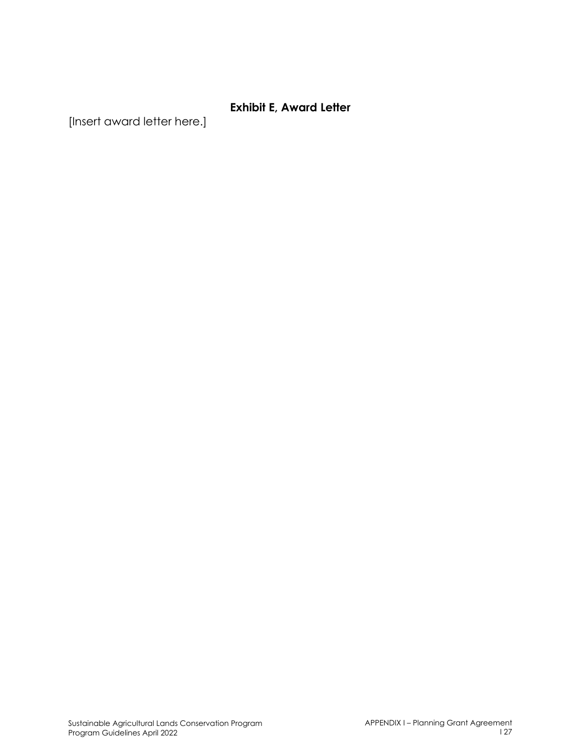## Exhibit E, Award Letter

[Insert award letter here.]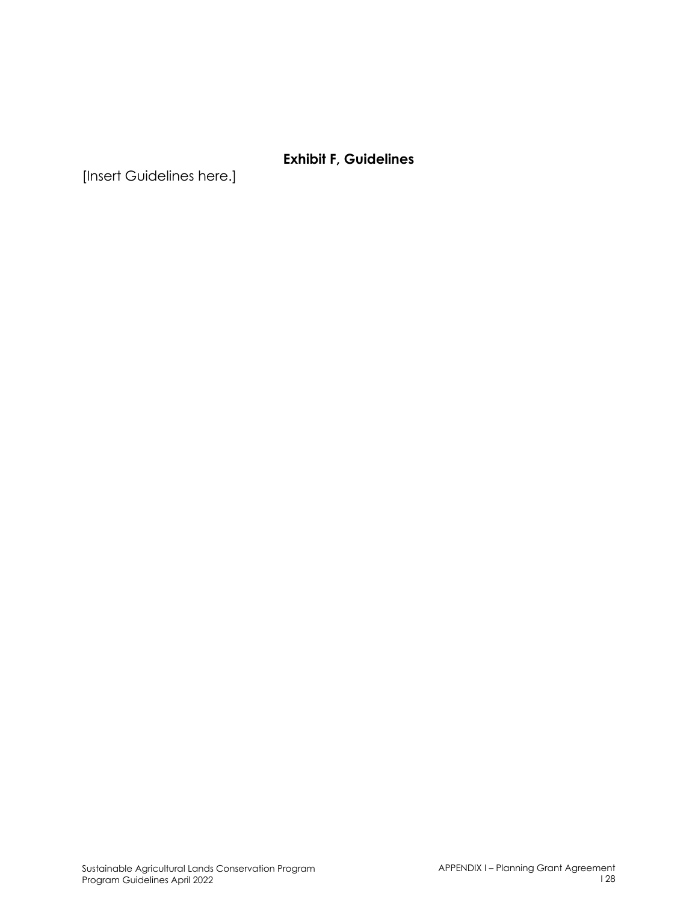**Exhibit F, Guidelines**

[Insert Guidelines here.]